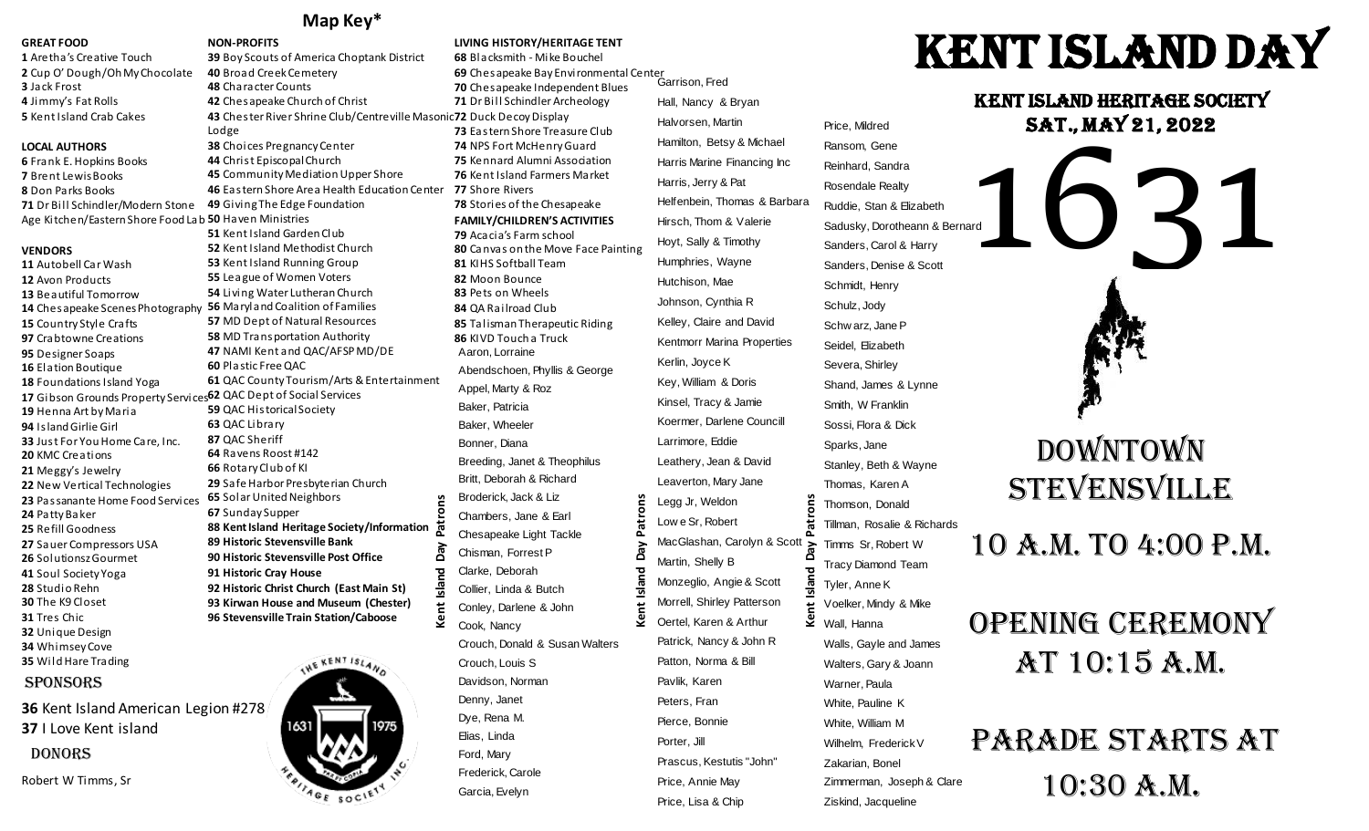## Map Key*

**GREAT FOOD**
1 Aretha's Creative Touch
2 Cup O' Dough/Oh My Chocolate
3 Jack Frost
4 Jimmy's Fat Rolls
5 Kent Island Crab Cakes

**LOCAL AUTHORS**
6 Frank E. Hopkins Books
7 Brent Lewis Books
8 Don Parks Books
71 Dr Bill Schindler/Modern Stone Age Kitchen/Eastern Shore Food Lab

**VENDORS**
11 Autobell Car Wash
12 Avon Products
13 Beautiful Tomorrow
14 Chesapeake Scenes Photography
15 Country Style Crafts
97 Crabtowne Creations
95 Designer Soaps
16 Elation Boutique
18 Foundations Island Yoga
17 Gibson Grounds Property Services
19 Henna Art by Maria
94 Island Girlie Girl
33 Just For You Home Care, Inc.
20 KMC Creations
21 Meggy's Jewelry
22 New Vertical Technologies
23 Passanante Home Food Services
24 Patty Baker
25 Refill Goodness
27 Sauer Compressors USA
26 Solutionsz Gourmet
41 Soul Society Yoga
28 Studio Rehn
30 The K9 Closet
31 Tres Chic
32 Unique Design
34 Whimsey Cove
35 Wild Hare Trading

**SPONSORS**
36 Kent Island American Legion #278
37 I Love Kent island

**DONORS**
Robert W Timms, Sr

**NON-PROFITS**
39 Boy Scouts of America Choptank District
40 Broad Creek Cemetery
48 Character Counts
42 Chesapeake Church of Christ
43 Chester River Shrine Club/Centreville Masonic Lodge
38 Choices Pregnancy Center
44 Christ Episcopal Church
45 Community Mediation Upper Shore
46 Eastern Shore Area Health Education Center
49 Giving The Edge Foundation
50 Haven Ministries
51 Kent Island Garden Club
52 Kent Island Methodist Church
53 Kent Island Running Group
55 League of Women Voters
54 Living Water Lutheran Church
56 Maryland Coalition of Families
57 MD Dept of Natural Resources
58 MD Transportation Authority
47 NAMI Kent and QAC/AFSP MD/DE
60 Plastic Free QAC
61 QAC County Tourism/Arts & Entertainment
62 QAC Dept of Social Services
59 QAC Historical Society
63 QAC Library
87 QAC Sheriff
64 Ravens Roost #142
66 Rotary Club of KI
29 Safe Harbor Presbyterian Church
65 Solar United Neighbors
67 Sunday Supper
**88 Kent Island Heritage Society/Information**
**89 Historic Stevensville Bank**
**90 Historic Stevensville Post Office**
**91 Historic Cray House**
**92 Historic Christ Church (East Main St)**
**93 Kirwan House and Museum (Chester)**
**96 Stevensville Train Station/Caboose**

**LIVING HISTORY/HERITAGE TENT**
68 Blacksmith - Mike Bouchel
69 Chesapeake Bay Environmental Center
70 Chesapeake Independent Blues
71 Dr Bill Schindler Archeology
72 Duck Decoy Display
73 Eastern Shore Treasure Club
74 NPS Fort McHenry Guard
75 Kennard Alumni Association
76 Kent Island Farmers Market
77 Shore Rivers
78 Stories of the Chesapeake

**FAMILY/CHILDREN'S ACTIVITIES**
79 Acacia's Farm school
80 Canvas on the Move Face Painting
81 KIHS Softball Team
82 Moon Bounce
83 Pets on Wheels
84 QA Railroad Club
85 Talisman Therapeutic Riding
86 KIVD Touch a Truck

**Kent Island Day Patrons**

Aaron, Lorraine
Abendschoen, Phyllis & George
Appel, Marty & Roz
Baker, Patricia
Baker, Wheeler
Bonner, Diana
Breeding, Janet & Theophilus
Britt, Deborah & Richard
Broderick, Jack & Liz
Chambers, Jane & Earl
Chesapeake Light Tackle
Chisman, Forrest P
Clarke, Deborah
Collier, Linda & Butch
Conley, Darlene & John
Cook, Nancy
Crouch, Donald & Susan Walters
Crouch, Louis S
Davidson, Norman
Denny, Janet
Dye, Rena M.
Elias, Linda
Ford, Mary
Frederick, Carole
Garcia, Evelyn
Garrison, Fred
Hall, Nancy & Bryan
Halvorsen, Martin
Hamilton, Betsy & Michael
Harris Marine Financing Inc
Harris, Jerry & Pat
Helfenbein, Thomas & Barbara
Hirsch, Thom & Valerie
Hoyt, Sally & Timothy
Humphries, Wayne
Hutchison, Mae
Johnson, Cynthia R
Kelley, Claire and David
Kentmorr Marina Properties
Kerlin, Joyce K
Key, William & Doris
Kinsel, Tracy & Jamie
Koermer, Darlene Councill
Larrimore, Eddie
Leathery, Jean & David
Leaverton, Mary Jane
Legg Jr, Weldon
Lowe Sr, Robert
MacGlashan, Carolyn & Scott
Martin, Shelly B
Monzeglio, Angie & Scott
Morrell, Shirley Patterson
Oertel, Karen & Arthur
Patrick, Nancy & John R
Patton, Norma & Bill
Pavlik, Karen
Peters, Fran
Pierce, Bonnie
Porter, Jill
Prascus, Kestutis "John"
Price, Annie May
Price, Lisa & Chip
Price, Mildred
Ransom, Gene
Reinhard, Sandra
Rosendale Realty
Ruddie, Stan & Elizabeth
Sadusky, Dorotheann & Bernard
Sanders, Carol & Harry
Sanders, Denise & Scott
Schmidt, Henry
Schulz, Jody
Schwarz, Jane P
Seidel, Elizabeth
Severa, Shirley
Shand, James & Lynne
Smith, W Franklin
Sossi, Flora & Dick
Sparks, Jane
Stanley, Beth & Wayne
Thomas, Karen A
Thomson, Donald
Tillman, Rosalie & Richards
Timms Sr, Robert W
Tracy Diamond Team
Tyler, Anne K
Voelker, Mindy & Mike
Wall, Hanna
Walls, Gayle and James
Walters, Gary & Joann
Warner, Paula
White, Pauline K
White, William M
Wilhelm, Frederick V
Zakarian, Bonel
Zimmerman, Joseph & Clare
Ziskind, Jacqueline

# KENT ISLAND DAY

## KENT ISLAND HERITAGE SOCIETY
## SAT., MAY 21, 2022

# 1631

## DOWNTOWN STEVENSVILLE

## 10 A.M. TO 4:00 P.M.

## OPENING CEREMONY AT 10:15 A.M.

## PARADE STARTS AT 10:30 A.M.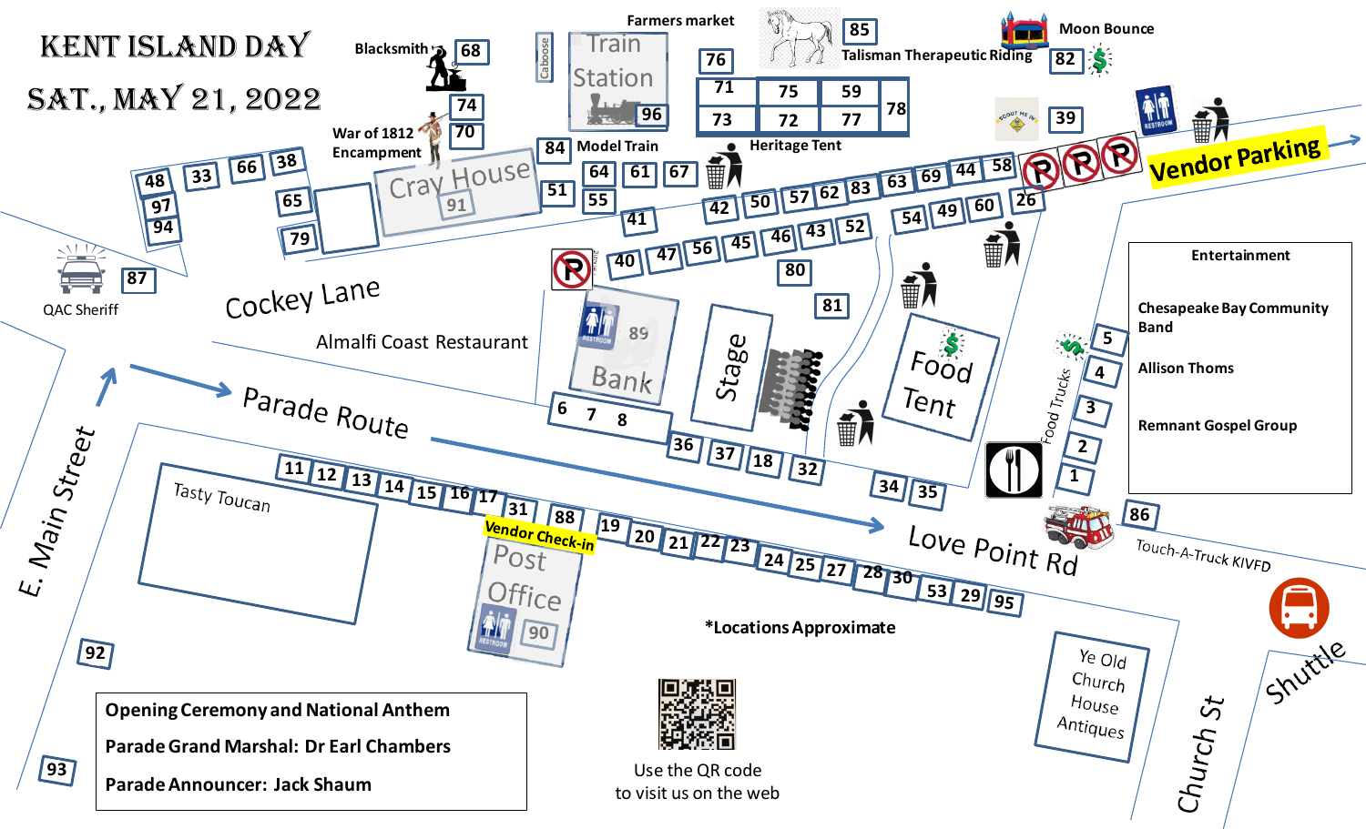# KENT ISLAND DAY

# SAT., MAY 21, 2022

Blacksmith 68

74

War of 1812 Encampment 70

Caboose

Train Station 96

Farmers market

85

Talisman Therapeutic Riding

Moon Bounce

82

39

76

71 75 59 78

73 72 77

Heritage Tent

84 Model Train

48 33 66 38

97

94

65

79

Cray House 91

64 61 67

51 55

42 50 57 62 83 63 69 44 58

41

26

54 49 60

Vendor Parking

40 47 56 45 46 43 52

80

81

87

QAC Sheriff

Cockey Lane

Almalfi Coast Restaurant

89 Bank

Stage

Food Tent

5

4

3

2

1

Food Trucks

Entertainment

Chesapeake Bay Community Band

Allison Thoms

Remnant Gospel Group

Parade Route

6 7 8

36 37 18 32

34 35

E. Main Street

Tasty Toucan

11 12 13 14 15 16 17 31 88

Vendor Check-in

Post Office 90

19 20 21 22 23 24 25 27 28 30 53 29 95

Love Point Rd

86

Touch-A-Truck KIVFD

Shuttle

92

*Locations Approximate

Ye Old Church House Antiques

Church St

93

Use the QR code to visit us on the web

**Opening Ceremony and National Anthem**

**Parade Grand Marshal: Dr Earl Chambers**

**Parade Announcer: Jack Shaum**